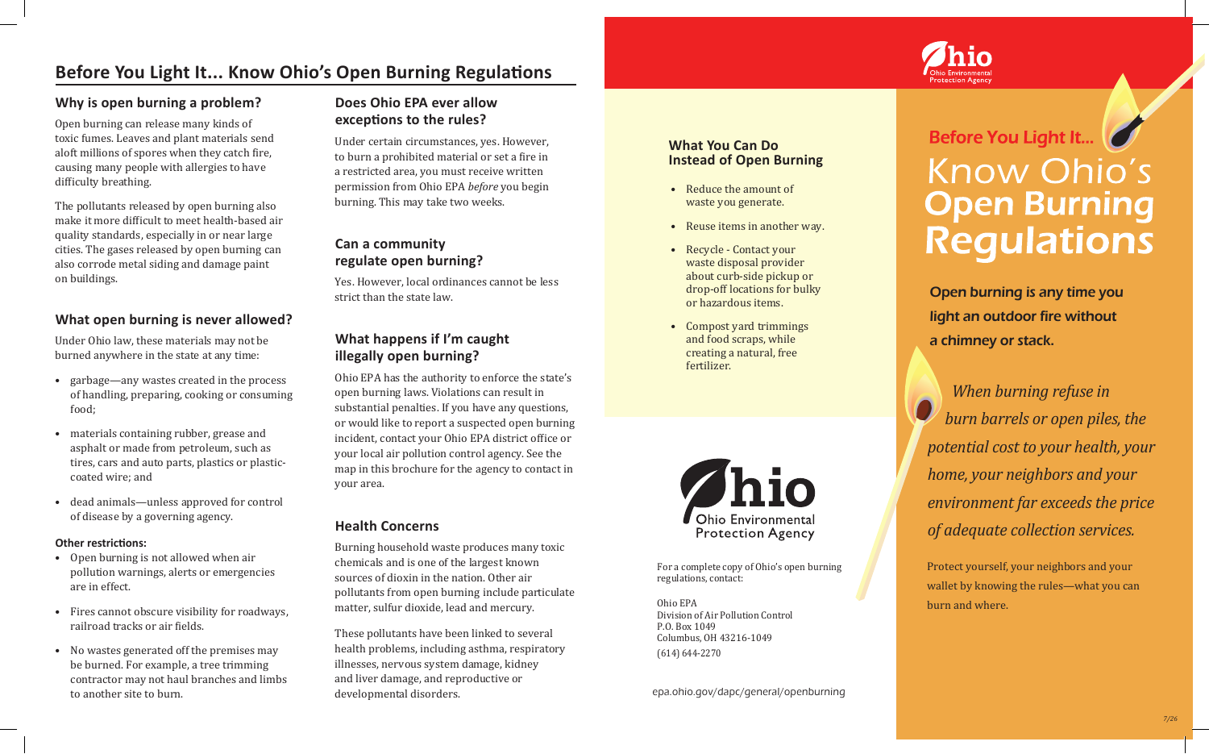# Before You Light It... Know Ohio's Open Burning Regulations

## Why is open burning a problem?

Open burning can release many kinds of toxic fumes. Leaves and plant materials send aloft millions of spores when they catch fire, causing many people with allergies to have difficulty breathing.

The pollutants released by open burning also make it more difficult to meet health-based air quality standards, especially in or near large cities. The gases released by open burning can also corrode metal siding and damage paint on buildings.

## What open burning is never allowed?

Under Ohio law, these materials may not be burned anywhere in the state at any time:

- garbage—any wastes created in the process of handling, preparing, cooking or consuming food;
- materials containing rubber, grease and asphalt or made from petroleum, such as tires, cars and auto parts, plastics or plastic-coated wire; and
- dead animals—unless approved for control of disease by a governing agency.

**Other restrictions:**

- Open burning is not allowed when air pollution warnings, alerts or emergencies are in effect.
- Fires cannot obscure visibility for roadways, railroad tracks or air fields.
- No wastes generated off the premises may be burned. For example, a tree trimming contractor may not haul branches and limbs to another site to burn.

## Does Ohio EPA ever allow exceptions to the rules?

Under certain circumstances, yes. However, to burn a prohibited material or set a fire in a restricted area, you must receive written permission from Ohio EPA *before* you begin burning. This may take two weeks.

## Can a community regulate open burning?

Yes. However, local ordinances cannot be less strict than the state law.

## What happens if I'm caught illegally open burning?

Ohio EPA has the authority to enforce the state's open burning laws. Violations can result in substantial penalties. If you have any questions, or would like to report a suspected open burning incident, contact your Ohio EPA district office or your local air pollution control agency. See the map in this brochure for the agency to contact in your area.

## Health Concerns

Burning household waste produces many toxic chemicals and is one of the largest known sources of dioxin in the nation. Other air pollutants from open burning include particulate matter, sulfur dioxide, lead and mercury.

These pollutants have been linked to several health problems, including asthma, respiratory illnesses, nervous system damage, kidney and liver damage, and reproductive or developmental disorders.

## What You Can Do Instead of Open Burning

- Reduce the amount of waste you generate.
- Reuse items in another way.
- Recycle - Contact your waste disposal provider about curb-side pickup or drop-off locations for bulky or hazardous items.
- Compost yard trimmings and food scraps, while creating a natural, free fertilizer.

Ohio Environmental Protection Agency

For a complete copy of Ohio's open burning regulations, contact:

Ohio EPA  
Division of Air Pollution Control  
P.O. Box 1049  
Columbus, OH 43216-1049  
(614) 644-2270

epa.ohio.gov/dapc/general/openburning

Ohio Environmental Protection Agency

# Before You Light It... Know Ohio's Open Burning Regulations

**Open burning is any time you light an outdoor fire without a chimney or stack.**

*When burning refuse in burn barrels or open piles, the potential cost to your health, your home, your neighbors and your environment far exceeds the price of adequate collection services.*

Protect yourself, your neighbors and your wallet by knowing the rules—what you can burn and where.

7/26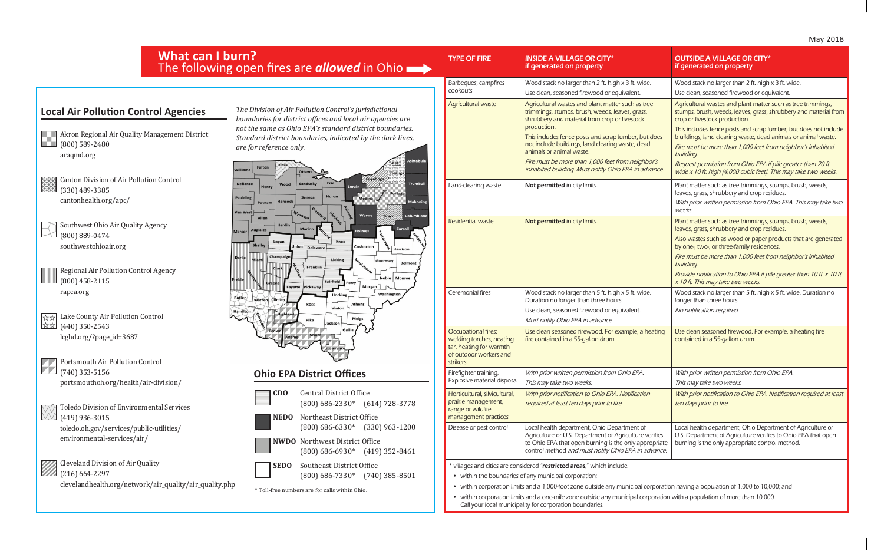May 2018

# What can I burn?

The following open fires are ***allowed*** in Ohio

## Local Air Pollution Control Agencies

Akron Regional Air Quality Management District
(800) 589-2480
araqmd.org

Canton Division of Air Pollution Control
(330) 489-3385
cantonhealth.org/apc/

Southwest Ohio Air Quality Agency
(800) 889-0474
southwestohioair.org

Regional Air Pollution Control Agency
(800) 458-2115
rapca.org

Lake County Air Pollution Control
(440) 350-2543
lcghd.org/?page_id=3687

Portsmouth Air Pollution Control
(740) 353-5156
portsmouthoh.org/health/air-division/

Toledo Division of Environmental Services
(419) 936-3015
toledo.oh.gov/services/public-utilities/environmental-services/air/

Cleveland Division of Air Quality
(216) 664-2297
clevelandhealth.org/network/air_quality/air_quality.php

*The Division of Air Pollution Control's jurisdictional boundaries for district offices and local air agencies are not the same as Ohio EPA's standard district boundaries. Standard district boundaries, indicated by the dark lines, are for reference only.*

Williams, Fulton, Lucas, Ottawa, Lake, Ashtabula, Geauga, Defiance, Henry, Wood, Sandusky, Erie, Lorain, Cuyahoga, Trumbull, Paulding, Putnam, Hancock, Seneca, Huron, Medina, Summit, Portage, Mahoning, Van Wert, Allen, Wyandot, Crawford, Richland, Ashland, Wayne, Stark, Columbiana, Mercer, Auglaize, Hardin, Marion, Morrow, Holmes, Carroll, Tuscarawas, Jefferson, Shelby, Logan, Union, Delaware, Knox, Coshocton, Harrison, Darke, Miami, Champaign, Licking, Muskingum, Guernsey, Belmont, Clark, Madison, Franklin, Preble, Montgomery, Greene, Fairfield, Perry, Noble, Monroe, Fayette, Pickaway, Morgan, Butler, Warren, Clinton, Hocking, Washington, Hamilton, Clermont, Highland, Ross, Vinton, Athens, Meigs, Pike, Jackson, Brown, Adams, Scioto, Gallia, Lawrence

## Ohio EPA District Offices

**CDO** Central District Office
(800) 686-2330* (614) 728-3778

**NEDO** Northeast District Office
(800) 686-6330* (330) 963-1200

**NWDO** Northwest District Office
(800) 686-6930* (419) 352-8461

**SEDO** Southeast District Office
(800) 686-7330* (740) 385-8501

\* Toll-free numbers are for calls within Ohio.

| TYPE OF FIRE | INSIDE A VILLAGE OR CITY* if generated on property | OUTSIDE A VILLAGE OR CITY* if generated on property |
|---|---|---|
| Barbeques, campfires cookouts | Wood stack no larger than 2 ft. high x 3 ft. wide.<br>Use clean, seasoned firewood or equivalent. | Wood stack no larger than 2 ft. high x 3 ft. wide.<br>Use clean, seasoned firewood or equivalent. |
| Agricultural waste | Agricultural wastes and plant matter such as tree trimmings, stumps, brush, weeds, leaves, grass, shrubbery and material from crop or livestock production.<br>This includes fence posts and scrap lumber, but does not include buildings, land clearing waste, dead animals or animal waste.<br>*Fire must be more than 1,000 feet from neighbor's inhabited building. Must notify Ohio EPA in advance.* | Agricultural wastes and plant matter such as tree trimmings, stumps, brush, weeds, leaves, grass, shrubbery and material from crop or livestock production.<br>This includes fence posts and scrap lumber, but does not include b uildings, land clearing waste, dead animals or animal waste.<br>*Fire must be more than 1,000 feet from neighbor's inhabited building.*<br>*Request permission from Ohio EPA if pile greater than 20 ft. wide x 10 ft. high (4,000 cubic feet). This may take two weeks.* |
| Land-clearing waste | **Not permitted** in city limits. | Plant matter such as tree trimmings, stumps, brush, weeds, leaves, grass, shrubbery and crop residues.<br>*With prior written permission from Ohio EPA. This may take two weeks.* |
| Residential waste | **Not permitted** in city limits. | Plant matter such as tree trimmings, stumps, brush, weeds, leaves, grass, shrubbery and crop residues.<br>Also wastes such as wood or paper products that are generated by one-, two-, or three-family residences.<br>*Fire must be more than 1,000 feet from neighbor's inhabited building.*<br>*Provide notification to Ohio EPA if pile greater than 10 ft. x 10 ft. x 10 ft. This may take two weeks.* |
| Ceremonial fires | Wood stack no larger than 5 ft. high x 5 ft. wide. Duration no longer than three hours.<br>Use clean, seasoned firewood or equivalent.<br>*Must notify Ohio EPA in advance.* | Wood stack no larger than 5 ft. high x 5 ft. wide. Duration no longer than three hours.<br>*No notification required.* |
| Occupational fires: welding torches, heating tar, heating for warmth of outdoor workers and strikers | Use clean seasoned firewood. For example, a heating fire contained in a 55-gallon drum. | Use clean seasoned firewood. For example, a heating fire contained in a 55-gallon drum. |
| Firefighter training, Explosive material disposal | *With prior written permission from Ohio EPA.*<br>*This may take two weeks.* | *With prior written permission from Ohio EPA.*<br>*This may take two weeks.* |
| Horticultural, silvicultural, prairie management, range or wildlife management practices | *With prior notification to Ohio EPA. Notification required at least ten days prior to fire.* | *With prior notification to Ohio EPA. Notification required at least ten days prior to fire.* |
| Disease or pest control | Local health department, Ohio Department of Agriculture or U.S. Department of Agriculture verifies to Ohio EPA that open burning is the only appropriate control method *and must notify Ohio EPA in advance.* | Local health department, Ohio Department of Agriculture or U.S. Department of Agriculture verifies to Ohio EPA that open burning is the only appropriate control method. |

\* villages and cities are considered "**restricted areas**," which include:

- within the boundaries of any municipal corporation;
- within corporation limits and a 1,000-foot zone outside any municipal corporation having a population of 1,000 to 10,000; and
- within corporation limits and a one-mile zone outside any municipal corporation with a population of more than 10,000.
  Call your local municipality for corporation boundaries.